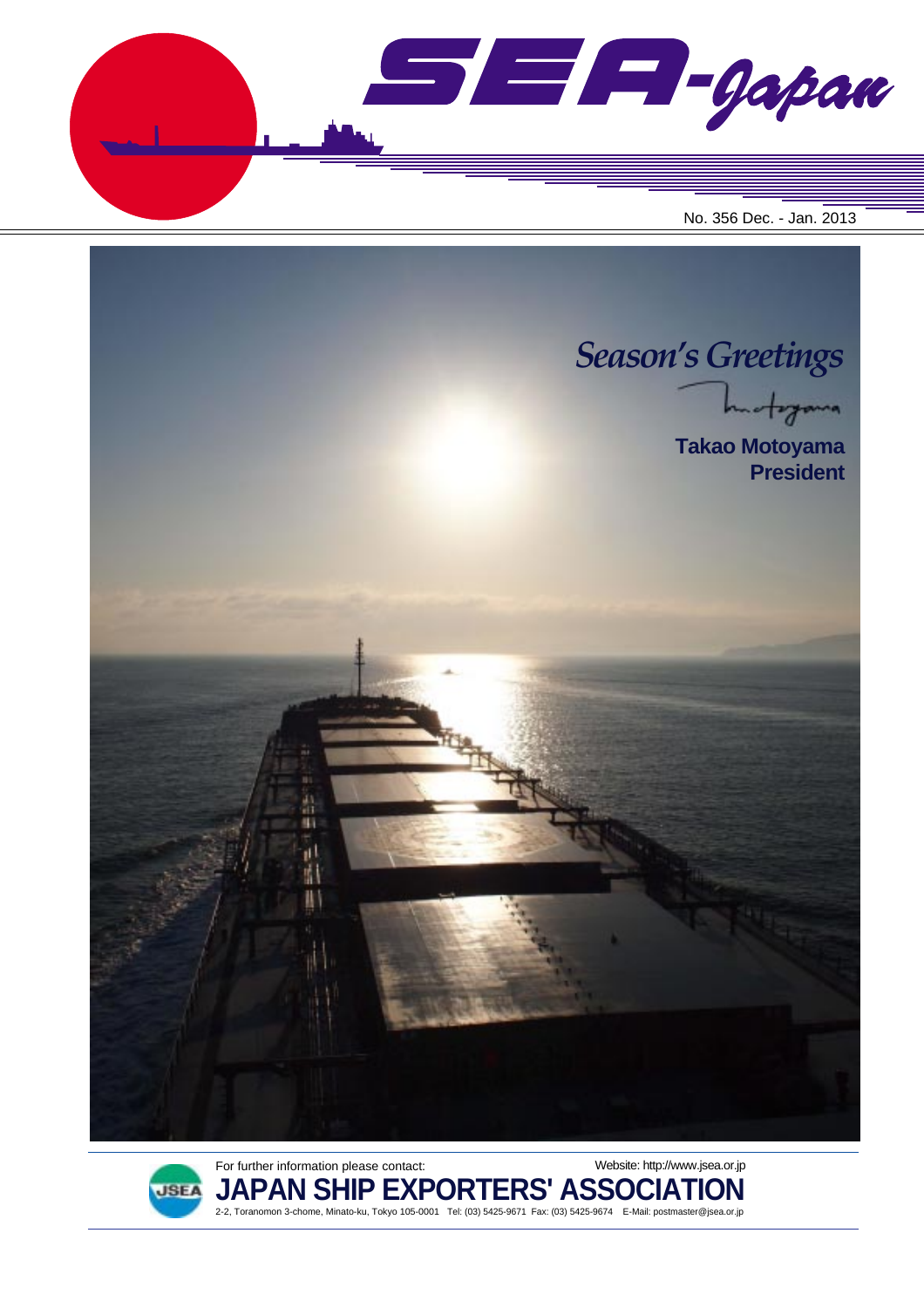# SEA-Japan

No. 356 Dec. - Jan. 2013

*Season's Greetings*

**Takao Motoyama**
**President**

For further information please contact:

Website: http://www.jsea.or.jp

**JAPAN SHIP EXPORTERS' ASSOCIATION**

2-2, Toranomon 3-chome, Minato-ku, Tokyo 105-0001 Tel: (03) 5425-9671 Fax: (03) 5425-9674 E-Mail: postmaster@jsea.or.jp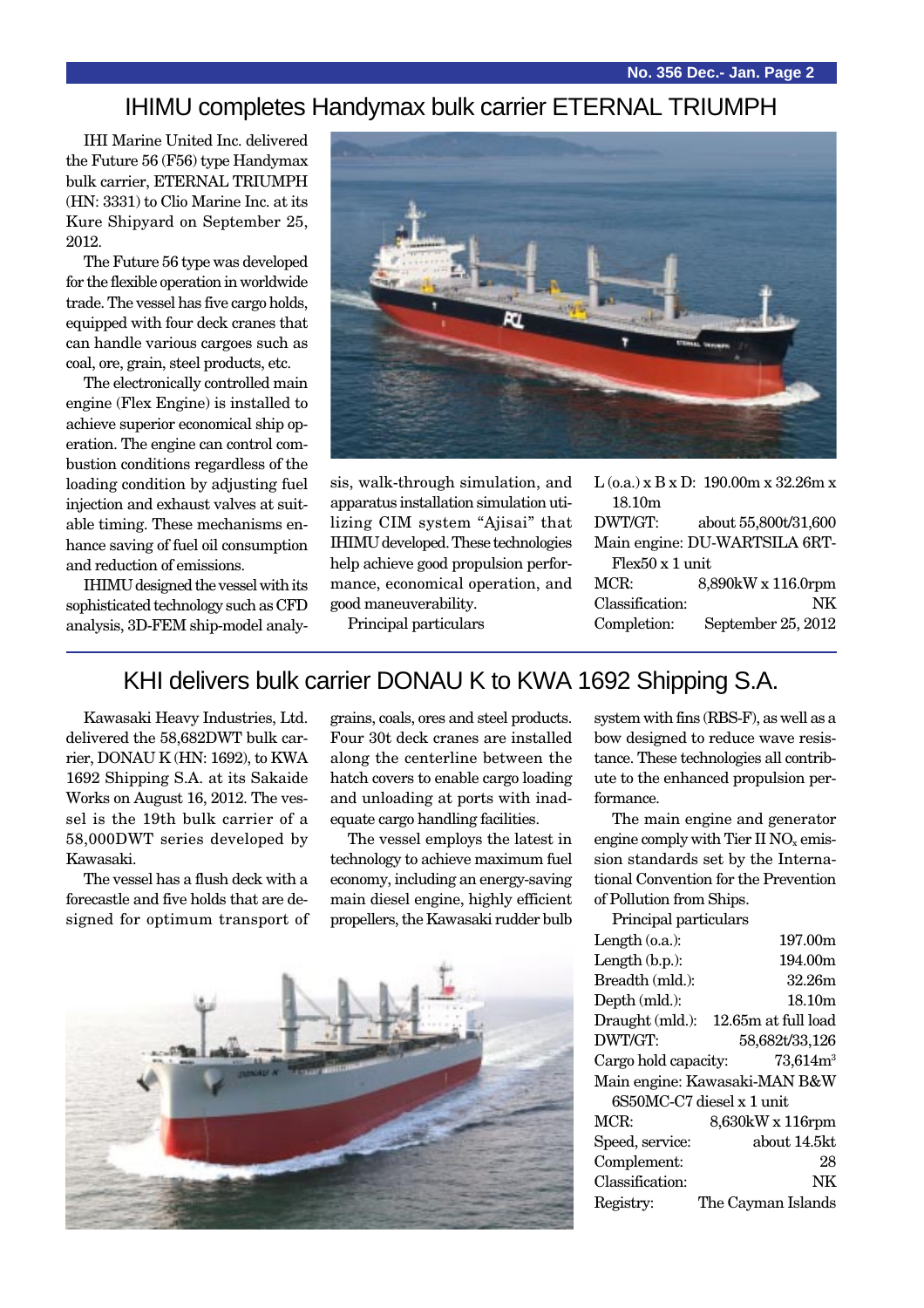## IHIMU completes Handymax bulk carrier ETERNAL TRIUMPH

IHI Marine United Inc. delivered the Future 56 (F56) type Handymax bulk carrier, ETERNAL TRIUMPH (HN: 3331) to Clio Marine Inc. at its Kure Shipyard on September 25, 2012.

The Future 56 type was developed for the flexible operation in worldwide trade. The vessel has five cargo holds, equipped with four deck cranes that can handle various cargoes such as coal, ore, grain, steel products, etc.

The electronically controlled main engine (Flex Engine) is installed to achieve superior economical ship operation. The engine can control combustion conditions regardless of the loading condition by adjusting fuel injection and exhaust valves at suitable timing. These mechanisms enhance saving of fuel oil consumption and reduction of emissions.

IHIMU designed the vessel with its sophisticated technology such as CFD analysis, 3D-FEM ship-model analysis, walk-through simulation, and apparatus installation simulation utilizing CIM system "Ajisai" that IHIMU developed. These technologies help achieve good propulsion performance, economical operation, and good maneuverability.

Principal particulars

L (o.a.) x B x D: 190.00m x 32.26m x 18.10m
DWT/GT: about 55,800t/31,600
Main engine: DU-WARTSILA 6RT-Flex50 x 1 unit
MCR: 8,890kW x 116.0rpm
Classification: NK
Completion: September 25, 2012

## KHI delivers bulk carrier DONAU K to KWA 1692 Shipping S.A.

Kawasaki Heavy Industries, Ltd. delivered the 58,682DWT bulk carrier, DONAU K (HN: 1692), to KWA 1692 Shipping S.A. at its Sakaide Works on August 16, 2012. The vessel is the 19th bulk carrier of a 58,000DWT series developed by Kawasaki.

The vessel has a flush deck with a forecastle and five holds that are designed for optimum transport of grains, coals, ores and steel products. Four 30t deck cranes are installed along the centerline between the hatch covers to enable cargo loading and unloading at ports with inadequate cargo handling facilities.

The vessel employs the latest in technology to achieve maximum fuel economy, including an energy-saving main diesel engine, highly efficient propellers, the Kawasaki rudder bulb system with fins (RBS-F), as well as a bow designed to reduce wave resistance. These technologies all contribute to the enhanced propulsion performance.

The main engine and generator engine comply with Tier II $NO_x$ emission standards set by the International Convention for the Prevention of Pollution from Ships.

Principal particulars

Length (o.a.): 197.00m
Length (b.p.): 194.00m
Breadth (mld.): 32.26m
Depth (mld.): 18.10m
Draught (mld.): 12.65m at full load
DWT/GT: 58,682t/33,126
Cargo hold capacity: 73,614m³
Main engine: Kawasaki-MAN B&W 6S50MC-C7 diesel x 1 unit
MCR: 8,630kW x 116rpm
Speed, service: about 14.5kt
Complement: 28
Classification: NK
Registry: The Cayman Islands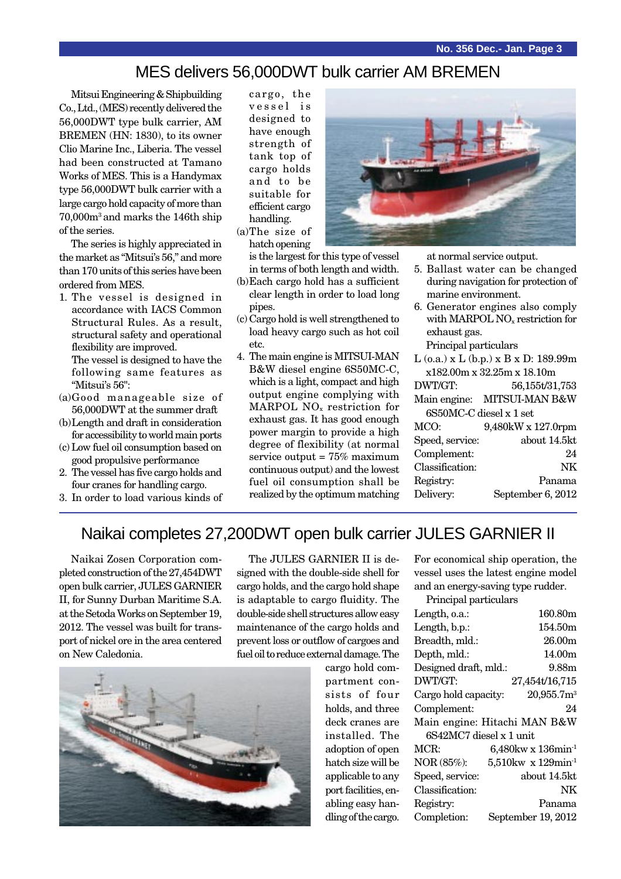# MES delivers 56,000DWT bulk carrier AM BREMEN

Mitsui Engineering & Shipbuilding Co., Ltd., (MES) recently delivered the 56,000DWT type bulk carrier, AM BREMEN (HN: 1830), to its owner Clio Marine Inc., Liberia. The vessel had been constructed at Tamano Works of MES. This is a Handymax type 56,000DWT bulk carrier with a large cargo hold capacity of more than 70,000m³ and marks the 146th ship of the series.

The series is highly appreciated in the market as "Mitsui's 56," and more than 170 units of this series have been ordered from MES.

1. The vessel is designed in accordance with IACS Common Structural Rules. As a result, structural safety and operational flexibility are improved.
   The vessel is designed to have the following same features as "Mitsui's 56":
   (a) Good manageable size of 56,000DWT at the summer draft
   (b) Length and draft in consideration for accessibility to world main ports
   (c) Low fuel oil consumption based on good propulsive performance
2. The vessel has five cargo holds and four cranes for handling cargo.
3. In order to load various kinds of cargo, the vessel is designed to have enough strength of tank top of cargo holds and to be suitable for efficient cargo handling.
   (a) The size of hatch opening is the largest for this type of vessel in terms of both length and width.
   (b) Each cargo hold has a sufficient clear length in order to load long pipes.
   (c) Cargo hold is well strengthened to load heavy cargo such as hot coil etc.
4. The main engine is MITSUI-MAN B&W diesel engine 6S50MC-C, which is a light, compact and high output engine complying with MARPOL $NO_x$ restriction for exhaust gas. It has good enough power margin to provide a high degree of flexibility (at normal service output = 75% maximum continuous output) and the lowest fuel oil consumption shall be realized by the optimum matching at normal service output.
5. Ballast water can be changed during navigation for protection of marine environment.
6. Generator engines also comply with MARPOL $NO_x$ restriction for exhaust gas.

Principal particulars

L (o.a.) x L (b.p.) x B x D: 189.99m x182.00m x 32.25m x 18.10m
DWT/GT: 56,155t/31,753
Main engine: MITSUI-MAN B&W 6S50MC-C diesel x 1 set
MCO: 9,480kW x 127.0rpm
Speed, service: about 14.5kt
Complement: 24
Classification: NK
Registry: Panama
Delivery: September 6, 2012

# Naikai completes 27,200DWT open bulk carrier JULES GARNIER II

Naikai Zosen Corporation completed construction of the 27,454DWT open bulk carrier, JULES GARNIER II, for Sunny Durban Maritime S.A. at the Setoda Works on September 19, 2012. The vessel was built for transport of nickel ore in the area centered on New Caledonia.

The JULES GARNIER II is designed with the double-side shell for cargo holds, and the cargo hold shape is adaptable to cargo fluidity. The double-side shell structures allow easy maintenance of the cargo holds and prevent loss or outflow of cargoes and fuel oil to reduce external damage. The cargo hold compartment consists of four holds, and three deck cranes are installed. The adoption of open hatch size will be applicable to any port facilities, enabling easy handling of the cargo.

For economical ship operation, the vessel uses the latest engine model and an energy-saving type rudder.

Principal particulars

Length, o.a.: 160.80m
Length, b.p.: 154.50m
Breadth, mld.: 26.00m
Depth, mld.: 14.00m
Designed draft, mld.: 9.88m
DWT/GT: 27,454t/16,715
Cargo hold capacity: 20,955.7m³
Complement: 24
Main engine: Hitachi MAN B&W 6S42MC7 diesel x 1 unit
MCR: 6,480kw x 136min⁻¹
NOR (85%): 5,510kw x 129min⁻¹
Speed, service: about 14.5kt
Classification: NK
Registry: Panama
Completion: September 19, 2012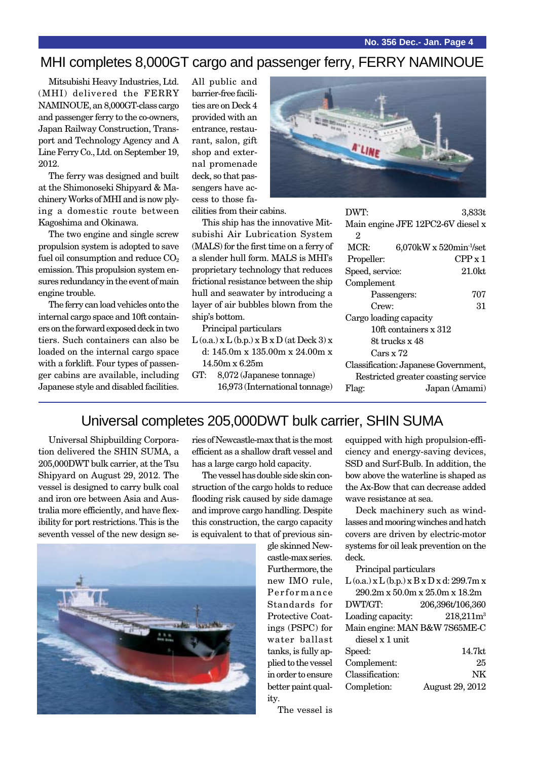# MHI completes 8,000GT cargo and passenger ferry, FERRY NAMINOUE

Mitsubishi Heavy Industries, Ltd. (MHI) delivered the FERRY NAMINOUE, an 8,000GT-class cargo and passenger ferry to the co-owners, Japan Railway Construction, Transport and Technology Agency and A Line Ferry Co., Ltd. on September 19, 2012.

The ferry was designed and built at the Shimonoseki Shipyard & Machinery Works of MHI and is now plying a domestic route between Kagoshima and Okinawa.

The two engine and single screw propulsion system is adopted to save fuel oil consumption and reduce $CO_2$ emission. This propulsion system ensures redundancy in the event of main engine trouble.

The ferry can load vehicles onto the internal cargo space and 10ft containers on the forward exposed deck in two tiers. Such containers can also be loaded on the internal cargo space with a forklift. Four types of passenger cabins are available, including Japanese style and disabled facilities.

All public and barrier-free facilities are on Deck 4 provided with an entrance, restaurant, salon, gift shop and external promenade deck, so that passengers have access to those facilities from their cabins.

This ship has the innovative Mitsubishi Air Lubrication System (MALS) for the first time on a ferry of a slender hull form. MALS is MHI's proprietary technology that reduces frictional resistance between the ship hull and seawater by introducing a layer of air bubbles blown from the ship's bottom.

Principal particulars

L (o.a.) x L (b.p.) x B x D (at Deck 3) x d: 145.0m x 135.00m x 24.00m x 14.50m x 6.25m
GT: 8,072 (Japanese tonnage)
16,973 (International tonnage)
DWT: 3,833t
Main engine JFE 12PC2-6V diesel x 2
MCR: 6,070kW x 520min$^{-1}$/set
Propeller: CPP x 1
Speed, service: 21.0kt
Complement
Passengers: 707
Crew: 31
Cargo loading capacity
10ft containers x 312
8t trucks x 48
Cars x 72
Classification: Japanese Government, Restricted greater coasting service
Flag: Japan (Amami)

# Universal completes 205,000DWT bulk carrier, SHIN SUMA

Universal Shipbuilding Corporation delivered the SHIN SUMA, a 205,000DWT bulk carrier, at the Tsu Shipyard on August 29, 2012. The vessel is designed to carry bulk coal and iron ore between Asia and Australia more efficiently, and have flexibility for port restrictions. This is the seventh vessel of the new design series of Newcastle-max that is the most efficient as a shallow draft vessel and has a large cargo hold capacity.

The vessel has double side skin construction of the cargo holds to reduce flooding risk caused by side damage and improve cargo handling. Despite this construction, the cargo capacity is equivalent to that of previous single skinned Newcastle-max series. Furthermore, the new IMO rule, Performance Standards for Protective Coatings (PSPC) for water ballast tanks, is fully applied to the vessel in order to ensure better paint quality.

The vessel is equipped with high propulsion-efficiency and energy-saving devices, SSD and Surf-Bulb. In addition, the bow above the waterline is shaped as the Ax-Bow that can decrease added wave resistance at sea.

Deck machinery such as windlasses and mooring winches and hatch covers are driven by electric-motor systems for oil leak prevention on the deck.

Principal particulars

L (o.a.) x L (b.p.) x B x D x d: 299.7m x 290.2m x 50.0m x 25.0m x 18.2m
DWT/GT: 206,396t/106,360
Loading capacity: 218,211m$^3$
Main engine: MAN B&W 7S65ME-C diesel x 1 unit
Speed: 14.7kt
Complement: 25
Classification: NK
Completion: August 29, 2012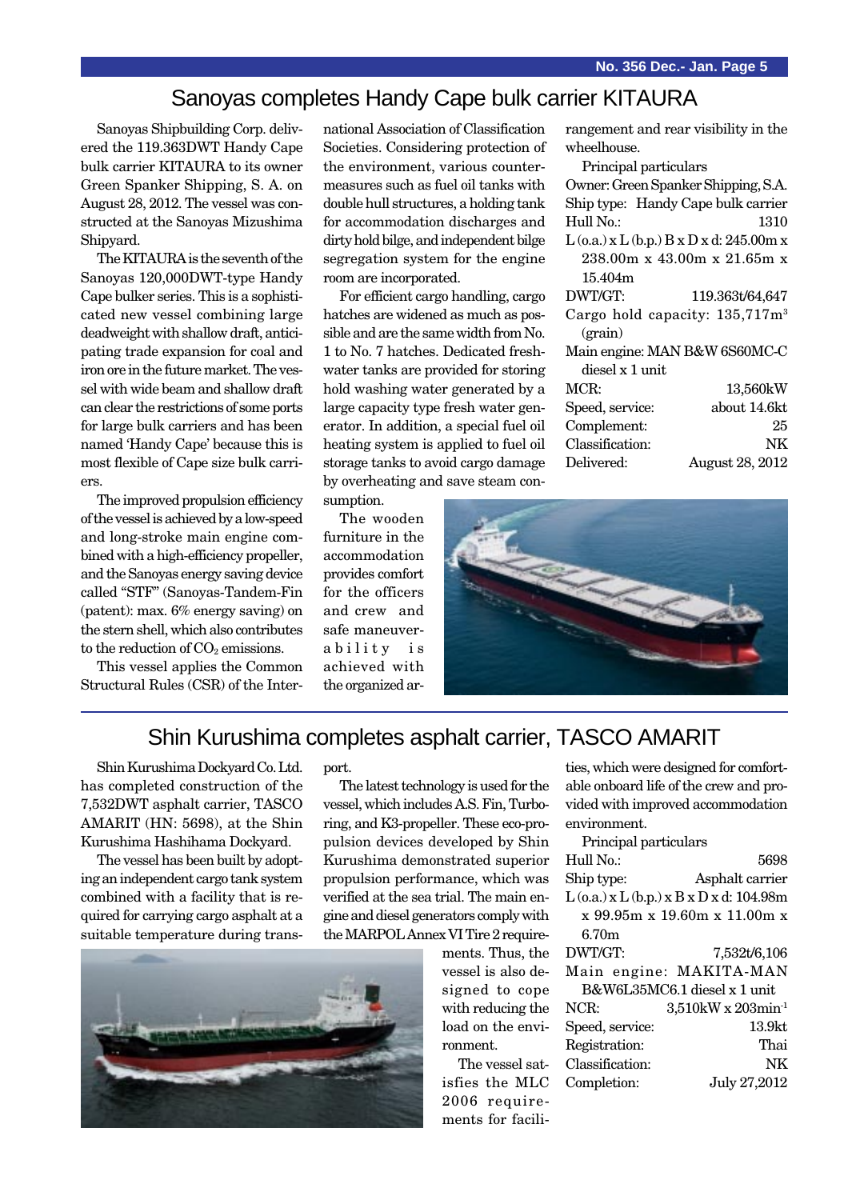## Sanoyas completes Handy Cape bulk carrier KITAURA

Sanoyas Shipbuilding Corp. delivered the 119.363DWT Handy Cape bulk carrier KITAURA to its owner Green Spanker Shipping, S. A. on August 28, 2012. The vessel was constructed at the Sanoyas Mizushima Shipyard.

The KITAURA is the seventh of the Sanoyas 120,000DWT-type Handy Cape bulker series. This is a sophisticated new vessel combining large deadweight with shallow draft, anticipating trade expansion for coal and iron ore in the future market. The vessel with wide beam and shallow draft can clear the restrictions of some ports for large bulk carriers and has been named 'Handy Cape' because this is most flexible of Cape size bulk carriers.

The improved propulsion efficiency of the vessel is achieved by a low-speed and long-stroke main engine combined with a high-efficiency propeller, and the Sanoyas energy saving device called "STF" (Sanoyas-Tandem-Fin (patent): max. 6% energy saving) on the stern shell, which also contributes to the reduction of $CO_2$ emissions.

This vessel applies the Common Structural Rules (CSR) of the International Association of Classification Societies. Considering protection of the environment, various countermeasures such as fuel oil tanks with double hull structures, a holding tank for accommodation discharges and dirty hold bilge, and independent bilge segregation system for the engine room are incorporated.

For efficient cargo handling, cargo hatches are widened as much as possible and are the same width from No. 1 to No. 7 hatches. Dedicated freshwater tanks are provided for storing hold washing water generated by a large capacity type fresh water generator. In addition, a special fuel oil heating system is applied to fuel oil storage tanks to avoid cargo damage by overheating and save steam consumption.

The wooden furniture in the accommodation provides comfort for the officers and crew and safe maneuverability is achieved with the organized arrangement and rear visibility in the wheelhouse.

**Principal particulars**

Owner: Green Spanker Shipping, S.A.
Ship type: Handy Cape bulk carrier
Hull No.: 1310
L (o.a.) x L (b.p.) B x D x d: 245.00m x 238.00m x 43.00m x 21.65m x 15.404m
DWT/GT: 119.363t/64,647
Cargo hold capacity: 135,717m³ (grain)
Main engine: MAN B&W 6S60MC-C diesel x 1 unit
MCR: 13,560kW
Speed, service: about 14.6kt
Complement: 25
Classification: NK
Delivered: August 28, 2012

## Shin Kurushima completes asphalt carrier, TASCO AMARIT

Shin Kurushima Dockyard Co. Ltd. has completed construction of the 7,532DWT asphalt carrier, TASCO AMARIT (HN: 5698), at the Shin Kurushima Hashihama Dockyard.

The vessel has been built by adopting an independent cargo tank system combined with a facility that is required for carrying cargo asphalt at a suitable temperature during transport.

The latest technology is used for the vessel, which includes A.S. Fin, Turbo-ring, and K3-propeller. These eco-propulsion devices developed by Shin Kurushima demonstrated superior propulsion performance, which was verified at the sea trial. The main engine and diesel generators comply with the MARPOL Annex VI Tire 2 requirements. Thus, the vessel is also designed to cope with reducing the load on the environment.

The vessel satisfies the MLC 2006 requirements for facilities, which were designed for comfortable onboard life of the crew and provided with improved accommodation environment.

**Principal particulars**

Hull No.: 5698
Ship type: Asphalt carrier
L (o.a.) x L (b.p.) x B x D x d: 104.98m x 99.95m x 19.60m x 11.00m x 6.70m
DWT/GT: 7,532t/6,106
Main engine: MAKITA-MAN B&W6L35MC6.1 diesel x 1 unit
NCR: 3,510kW x 203min⁻¹
Speed, service: 13.9kt
Registration: Thai
Classification: NK
Completion: July 27,2012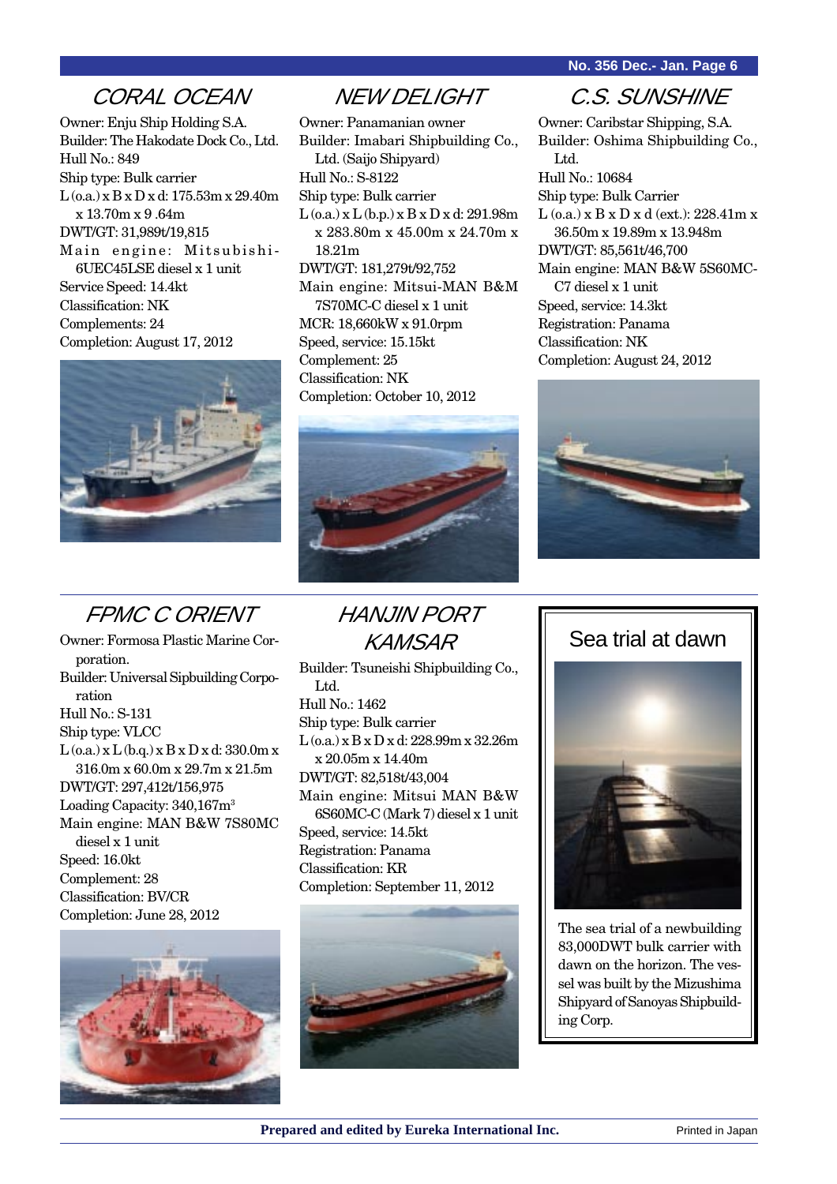## CORAL OCEAN

Owner: Enju Ship Holding S.A.
Builder: The Hakodate Dock Co., Ltd.
Hull No.: 849
Ship type: Bulk carrier
L (o.a.) x B x D x d: 175.53m x 29.40m x 13.70m x 9 .64m
DWT/GT: 31,989t/19,815
Main engine: Mitsubishi-6UEC45LSE diesel x 1 unit
Service Speed: 14.4kt
Classification: NK
Complements: 24
Completion: August 17, 2012

## NEW DELIGHT

Owner: Panamanian owner
Builder: Imabari Shipbuilding Co., Ltd. (Saijo Shipyard)
Hull No.: S-8122
Ship type: Bulk carrier
L (o.a.) x L (b.p.) x B x D x d: 291.98m x 283.80m x 45.00m x 24.70m x 18.21m
DWT/GT: 181,279t/92,752
Main engine: Mitsui-MAN B&M 7S70MC-C diesel x 1 unit
MCR: 18,660kW x 91.0rpm
Speed, service: 15.15kt
Complement: 25
Classification: NK
Completion: October 10, 2012

## C.S. SUNSHINE

Owner: Caribstar Shipping, S.A.
Builder: Oshima Shipbuilding Co., Ltd.
Hull No.: 10684
Ship type: Bulk Carrier
L (o.a.) x B x D x d (ext.): 228.41m x 36.50m x 19.89m x 13.948m
DWT/GT: 85,561t/46,700
Main engine: MAN B&W 5S60MC-C7 diesel x 1 unit
Speed, service: 14.3kt
Registration: Panama
Classification: NK
Completion: August 24, 2012

## FPMC C ORIENT

Owner: Formosa Plastic Marine Corporation.
Builder: Universal Sipbuilding Corporation
Hull No.: S-131
Ship type: VLCC
L (o.a.) x L (b.q.) x B x D x d: 330.0m x 316.0m x 60.0m x 29.7m x 21.5m
DWT/GT: 297,412t/156,975
Loading Capacity: 340,167m³
Main engine: MAN B&W 7S80MC diesel x 1 unit
Speed: 16.0kt
Complement: 28
Classification: BV/CR
Completion: June 28, 2012

## HANJIN PORT KAMSAR

Builder: Tsuneishi Shipbuilding Co., Ltd.
Hull No.: 1462
Ship type: Bulk carrier
L (o.a.) x B x D x d: 228.99m x 32.26m x 20.05m x 14.40m
DWT/GT: 82,518t/43,004
Main engine: Mitsui MAN B&W 6S60MC-C (Mark 7) diesel x 1 unit
Speed, service: 14.5kt
Registration: Panama
Classification: KR
Completion: September 11, 2012

## Sea trial at dawn

The sea trial of a newbuilding 83,000DWT bulk carrier with dawn on the horizon. The vessel was built by the Mizushima Shipyard of Sanoyas Shipbuilding Corp.

**Prepared and edited by Eureka International Inc.**

Printed in Japan